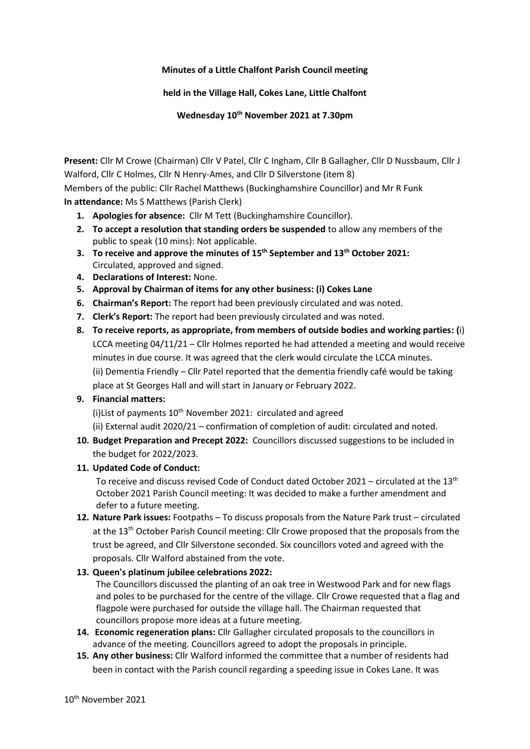**Minutes of a Little Chalfont Parish Council meeting**

**held in the Village Hall, Cokes Lane, Little Chalfont**

**Wednesday 10th November 2021 at 7.30pm**

**Present:** Cllr M Crowe (Chairman) Cllr V Patel, Cllr C Ingham, Cllr B Gallagher, Cllr D Nussbaum, Cllr J Walford, Cllr C Holmes, Cllr N Henry-Ames, and Cllr D Silverstone (item 8)
Members of the public: Cllr Rachel Matthews (Buckinghamshire Councillor) and Mr R Funk
**In attendance:** Ms S Matthews (Parish Clerk)

1. **Apologies for absence:** Cllr M Tett (Buckinghamshire Councillor).
2. **To accept a resolution that standing orders be suspended** to allow any members of the public to speak (10 mins): Not applicable.
3. **To receive and approve the minutes of 15th September and 13th October 2021:** Circulated, approved and signed.
4. **Declarations of Interest:** None.
5. **Approval by Chairman of items for any other business: (i) Cokes Lane**
6. **Chairman's Report:** The report had been previously circulated and was noted.
7. **Clerk's Report:** The report had been previously circulated and was noted.
8. **To receive reports, as appropriate, from members of outside bodies and working parties: (**i) LCCA meeting 04/11/21 – Cllr Holmes reported he had attended a meeting and would receive minutes in due course. It was agreed that the clerk would circulate the LCCA minutes.
   (ii) Dementia Friendly – Cllr Patel reported that the dementia friendly café would be taking place at St Georges Hall and will start in January or February 2022.
9. **Financial matters:**
   (i)List of payments 10th November 2021: circulated and agreed
   (ii) External audit 2020/21 – confirmation of completion of audit: circulated and noted.
10. **Budget Preparation and Precept 2022:** Councillors discussed suggestions to be included in the budget for 2022/2023.
11. **Updated Code of Conduct:**
    To receive and discuss revised Code of Conduct dated October 2021 – circulated at the 13th October 2021 Parish Council meeting: It was decided to make a further amendment and defer to a future meeting.
12. **Nature Park issues:** Footpaths – To discuss proposals from the Nature Park trust – circulated at the 13th October Parish Council meeting: Cllr Crowe proposed that the proposals from the trust be agreed, and Cllr Silverstone seconded. Six councillors voted and agreed with the proposals. Cllr Walford abstained from the vote.
13. **Queen's platinum jubilee celebrations 2022:**
    The Councillors discussed the planting of an oak tree in Westwood Park and for new flags and poles to be purchased for the centre of the village. Cllr Crowe requested that a flag and flagpole were purchased for outside the village hall. The Chairman requested that councillors propose more ideas at a future meeting.
14. **Economic regeneration plans:** Cllr Gallagher circulated proposals to the councillors in advance of the meeting. Councillors agreed to adopt the proposals in principle.
15. **Any other business:** Cllr Walford informed the committee that a number of residents had been in contact with the Parish council regarding a speeding issue in Cokes Lane. It was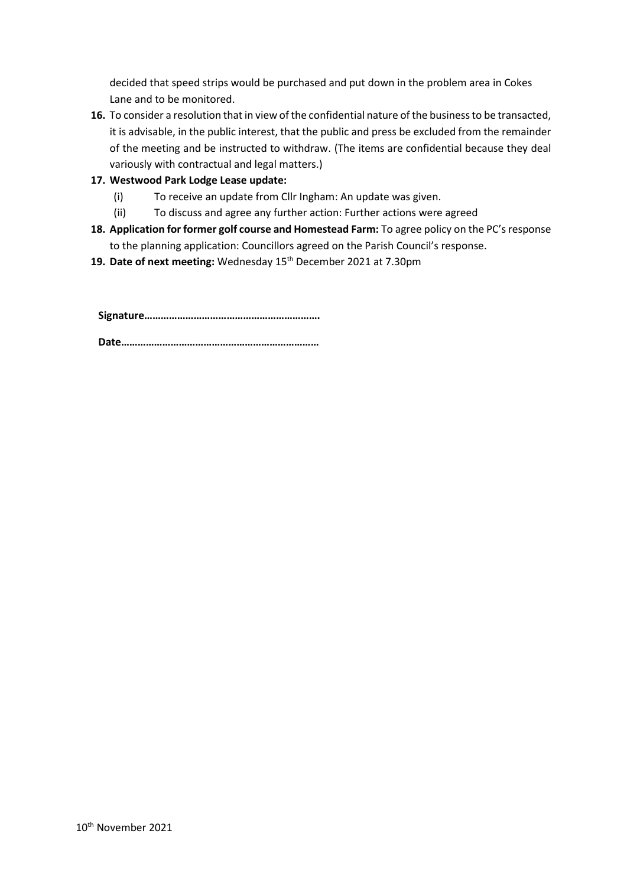decided that speed strips would be purchased and put down in the problem area in Cokes Lane and to be monitored.

**16.** To consider a resolution that in view of the confidential nature of the business to be transacted, it is advisable, in the public interest, that the public and press be excluded from the remainder of the meeting and be instructed to withdraw. (The items are confidential because they deal variously with contractual and legal matters.)

**17. Westwood Park Lodge Lease update:**

(i) To receive an update from Cllr Ingham: An update was given.

(ii) To discuss and agree any further action: Further actions were agreed

**18. Application for former golf course and Homestead Farm:** To agree policy on the PC's response to the planning application: Councillors agreed on the Parish Council's response.

**19. Date of next meeting:** Wednesday 15th December 2021 at 7.30pm

**Signature……………………………………………………….**

**Date………………………………………………………………**

10th November 2021